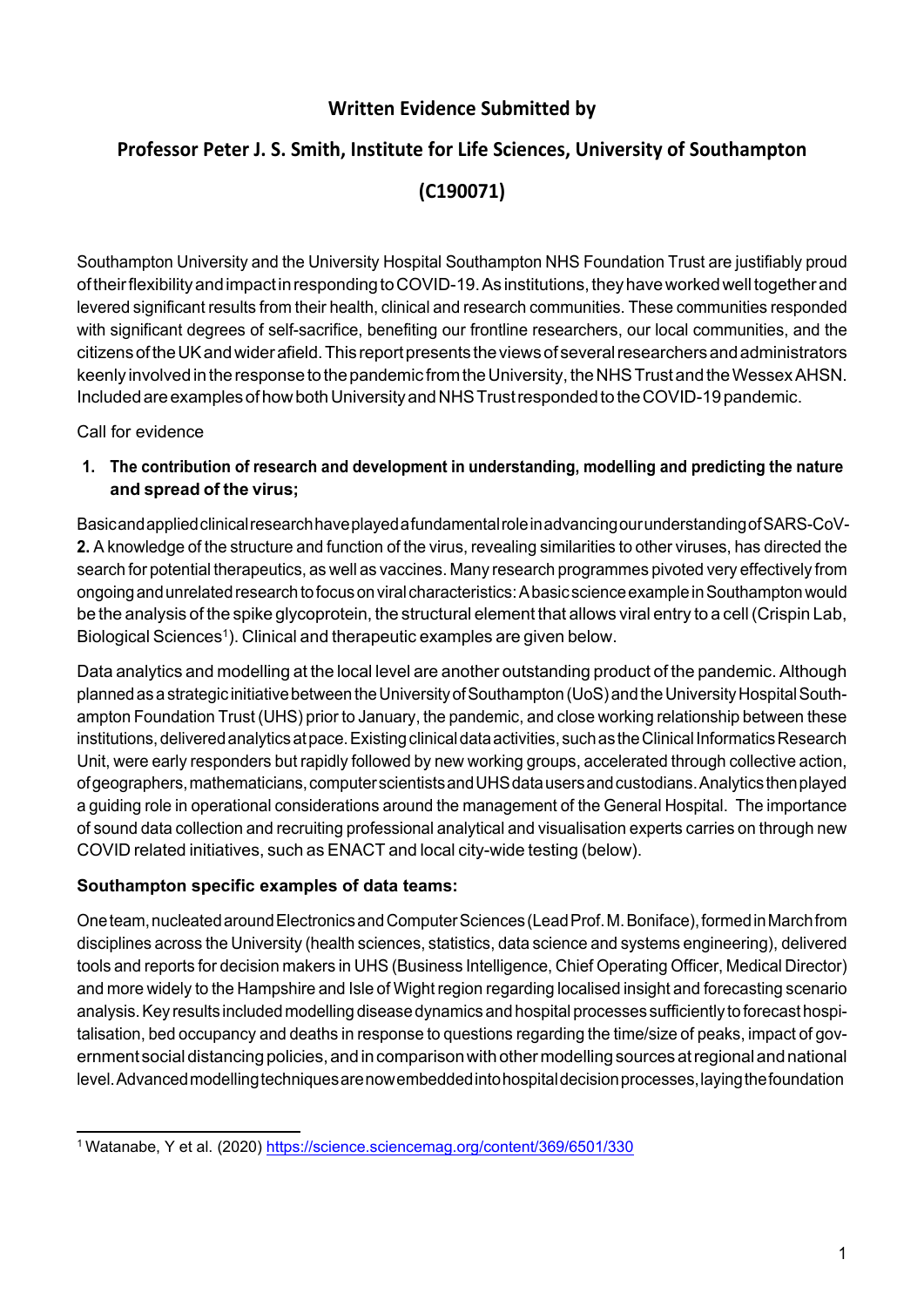# Written Evidence Submitted by

# Professor Peter J. S. Smith, Institute for Life Sciences, University of Southampton

# (C190071)

Southampton University and the University Hospital Southampton NHS Foundation Trust are justifiably proud of their flexibility and impact in responding to COVID-19. As institutions, they have worked well together and levered significant results from their health, clinical and research communities. These communities responded with significant degrees of self-sacrifice, benefiting our frontline researchers, our local communities, and the citizens of the UK and wider afield. This report presents the views of several researchers and administrators keenly involved in the response to the pandemic from the University, the NHS Trust and the Wessex AHSN. Included are examples of how both University and NHS Trust responded to the COVID-19 pandemic.

Call for evidence

1. **The contribution of research and development in understanding, modelling and predicting the nature and spread of the virus;**

Basic and applied clinical research have played a fundamental role in advancing our understanding of SARS-CoV-**2.** A knowledge of the structure and function of the virus, revealing similarities to other viruses, has directed the search for potential therapeutics, as well as vaccines. Many research programmes pivoted very effectively from ongoing and unrelated research to focus on viral characteristics: A basic science example in Southampton would be the analysis of the spike glycoprotein, the structural element that allows viral entry to a cell (Crispin Lab, Biological Sciences[1]). Clinical and therapeutic examples are given below.

Data analytics and modelling at the local level are another outstanding product of the pandemic. Although planned as a strategic initiative between the University of Southampton (UoS) and the University Hospital Southampton Foundation Trust (UHS) prior to January, the pandemic, and close working relationship between these institutions, delivered analytics at pace. Existing clinical data activities, such as the Clinical Informatics Research Unit, were early responders but rapidly followed by new working groups, accelerated through collective action, of geographers, mathematicians, computer scientists and UHS data users and custodians. Analytics then played a guiding role in operational considerations around the management of the General Hospital. The importance of sound data collection and recruiting professional analytical and visualisation experts carries on through new COVID related initiatives, such as ENACT and local city-wide testing (below).

**Southampton specific examples of data teams:**

One team, nucleated around Electronics and Computer Sciences (Lead Prof. M. Boniface), formed in March from disciplines across the University (health sciences, statistics, data science and systems engineering), delivered tools and reports for decision makers in UHS (Business Intelligence, Chief Operating Officer, Medical Director) and more widely to the Hampshire and Isle of Wight region regarding localised insight and forecasting scenario analysis. Key results included modelling disease dynamics and hospital processes sufficiently to forecast hospitalisation, bed occupancy and deaths in response to questions regarding the time/size of peaks, impact of government social distancing policies, and in comparison with other modelling sources at regional and national level. Advanced modelling techniques are now embedded into hospital decision processes, laying the foundation

[1] Watanabe, Y et al. (2020) https://science.sciencemag.org/content/369/6501/330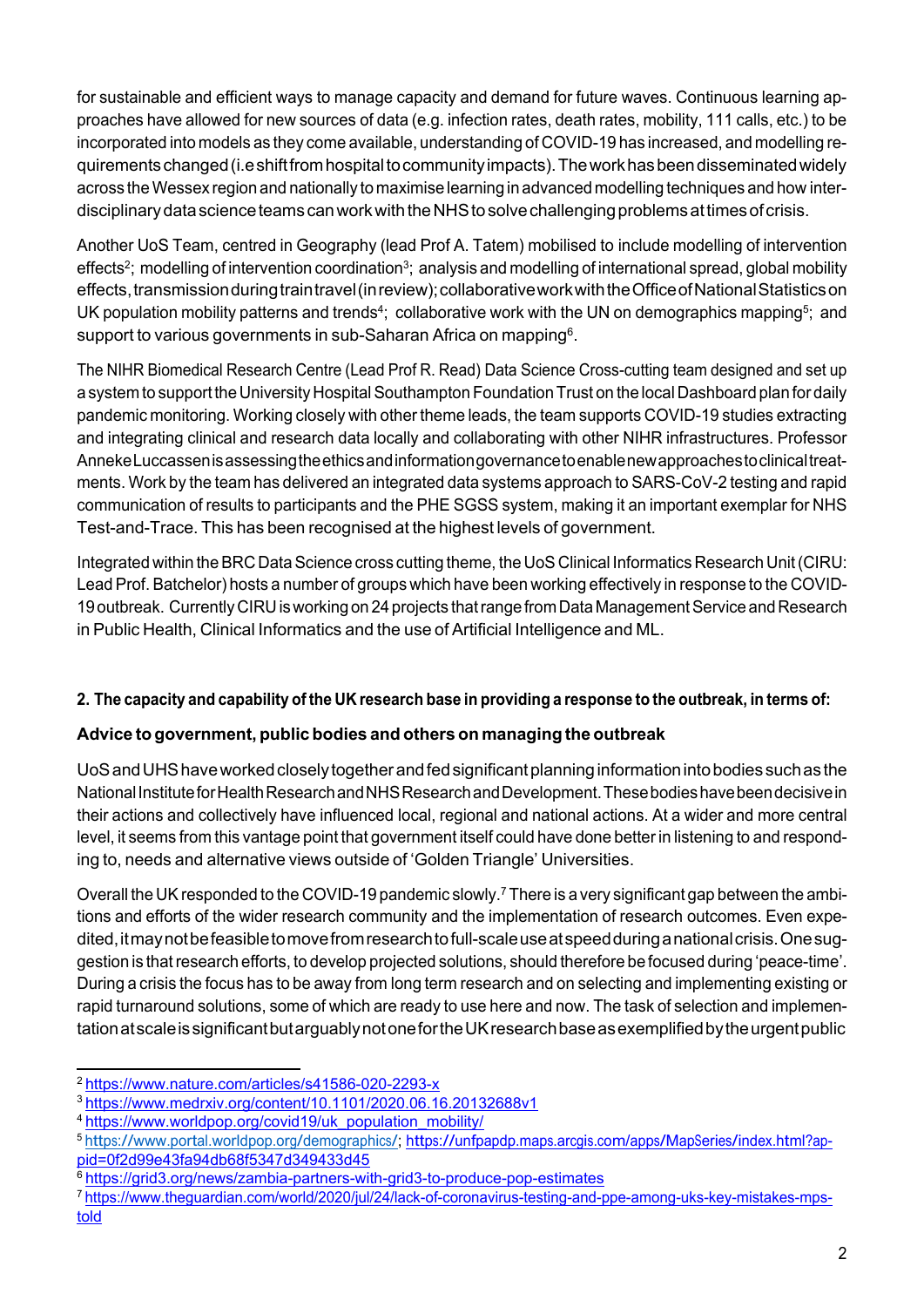for sustainable and efficient ways to manage capacity and demand for future waves. Continuous learning approaches have allowed for new sources of data (e.g. infection rates, death rates, mobility, 111 calls, etc.) to be incorporated into models as they come available, understanding of COVID-19 has increased, and modelling requirements changed (i.e shift from hospital to community impacts). The work has been disseminated widely across the Wessex region and nationally to maximise learning in advanced modelling techniques and how interdisciplinary data science teams can work with the NHS to solve challenging problems at times of crisis.

Another UoS Team, centred in Geography (lead Prof A. Tatem) mobilised to include modelling of intervention effects[2]; modelling of intervention coordination[3]; analysis and modelling of international spread, global mobility effects, transmission during train travel (in review); collaborative work with the Office of National Statistics on UK population mobility patterns and trends[4]; collaborative work with the UN on demographics mapping[5]; and support to various governments in sub-Saharan Africa on mapping[6].

The NIHR Biomedical Research Centre (Lead Prof R. Read) Data Science Cross-cutting team designed and set up a system to support the University Hospital Southampton Foundation Trust on the local Dashboard plan for daily pandemic monitoring. Working closely with other theme leads, the team supports COVID-19 studies extracting and integrating clinical and research data locally and collaborating with other NIHR infrastructures. Professor Anneke Luccassen is assessing the ethics and information governance to enable new approaches to clinical treatments. Work by the team has delivered an integrated data systems approach to SARS-CoV-2 testing and rapid communication of results to participants and the PHE SGSS system, making it an important exemplar for NHS Test-and-Trace. This has been recognised at the highest levels of government.

Integrated within the BRC Data Science cross cutting theme, the UoS Clinical Informatics Research Unit (CIRU: Lead Prof. Batchelor) hosts a number of groups which have been working effectively in response to the COVID-19 outbreak. Currently CIRU is working on 24 projects that range from Data Management Service and Research in Public Health, Clinical Informatics and the use of Artificial Intelligence and ML.

**2. The capacity and capability of the UK research base in providing a response to the outbreak, in terms of:**

**Advice to government, public bodies and others on managing the outbreak**

UoS and UHS have worked closely together and fed significant planning information into bodies such as the National Institute for Health Research and NHS Research and Development. These bodies have been decisive in their actions and collectively have influenced local, regional and national actions. At a wider and more central level, it seems from this vantage point that government itself could have done better in listening to and responding to, needs and alternative views outside of 'Golden Triangle' Universities.

Overall the UK responded to the COVID-19 pandemic slowly.[7] There is a very significant gap between the ambitions and efforts of the wider research community and the implementation of research outcomes. Even expedited, it may not be feasible to move from research to full-scale use at speed during a national crisis. One suggestion is that research efforts, to develop projected solutions, should therefore be focused during 'peace-time'. During a crisis the focus has to be away from long term research and on selecting and implementing existing or rapid turnaround solutions, some of which are ready to use here and now. The task of selection and implementation at scale is significant but arguably not one for the UK research base as exemplified by the urgent public

---

[2] https://www.nature.com/articles/s41586-020-2293-x

[3] https://www.medrxiv.org/content/10.1101/2020.06.16.20132688v1

[4] https://www.worldpop.org/covid19/uk_population_mobility/

[5] https://www.portal.worldpop.org/demographics/; https://unfpapdp.maps.arcgis.com/apps/MapSeries/index.html?appid=0f2d99e43fa94db68f5347d349433d45

[6] https://grid3.org/news/zambia-partners-with-grid3-to-produce-pop-estimates

[7] https://www.theguardian.com/world/2020/jul/24/lack-of-coronavirus-testing-and-ppe-among-uks-key-mistakes-mps-told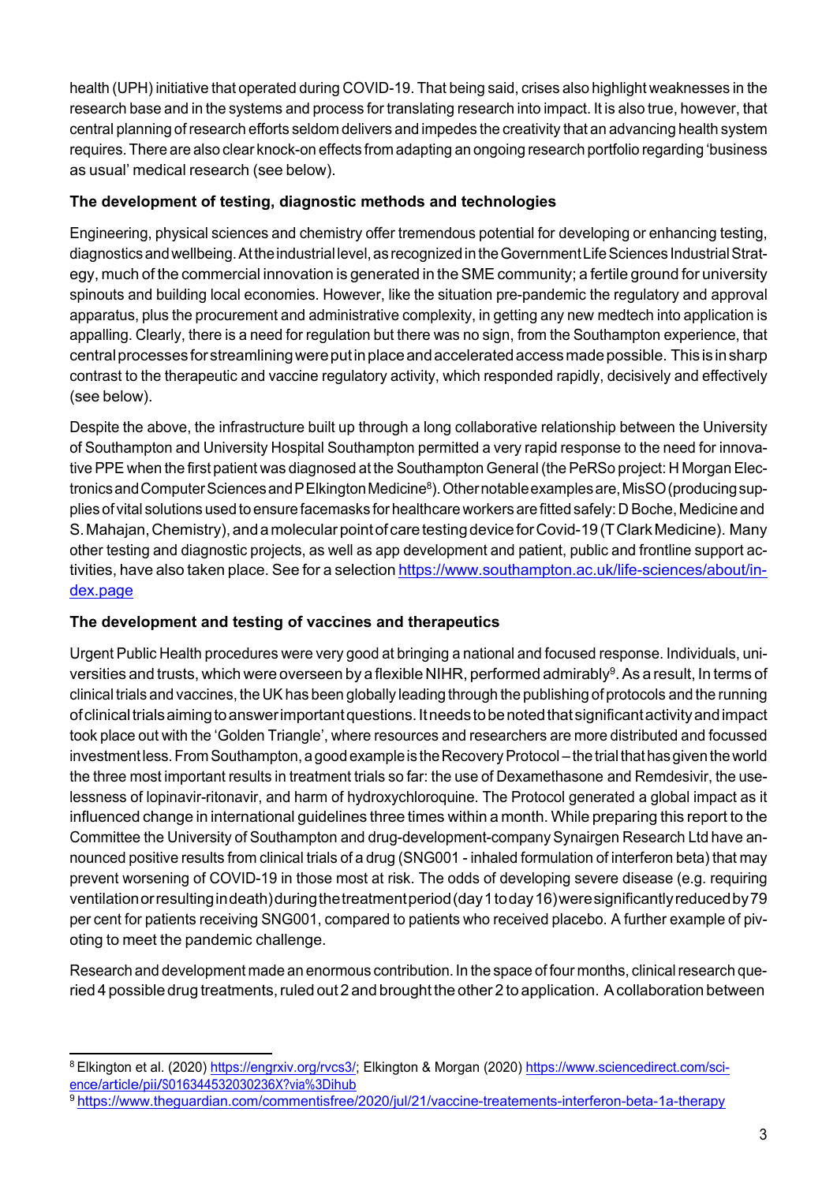health (UPH) initiative that operated during COVID-19. That being said, crises also highlight weaknesses in the research base and in the systems and process for translating research into impact. It is also true, however, that central planning of research efforts seldom delivers and impedes the creativity that an advancing health system requires. There are also clear knock-on effects from adapting an ongoing research portfolio regarding 'business as usual' medical research (see below).

**The development of testing, diagnostic methods and technologies**

Engineering, physical sciences and chemistry offer tremendous potential for developing or enhancing testing, diagnostics and wellbeing. At the industrial level, as recognized in the Government Life Sciences Industrial Strategy, much of the commercial innovation is generated in the SME community; a fertile ground for university spinouts and building local economies. However, like the situation pre-pandemic the regulatory and approval apparatus, plus the procurement and administrative complexity, in getting any new medtech into application is appalling. Clearly, there is a need for regulation but there was no sign, from the Southampton experience, that central processes for streamlining were put in place and accelerated access made possible. This is in sharp contrast to the therapeutic and vaccine regulatory activity, which responded rapidly, decisively and effectively (see below).

Despite the above, the infrastructure built up through a long collaborative relationship between the University of Southampton and University Hospital Southampton permitted a very rapid response to the need for innovative PPE when the first patient was diagnosed at the Southampton General (the PeRSo project: H Morgan Electronics and Computer Sciences and P Elkington Medicine[8]). Other notable examples are, MisSO (producing supplies of vital solutions used to ensure facemasks for healthcare workers are fitted safely: D Boche, Medicine and S. Mahajan, Chemistry), and a molecular point of care testing device for Covid-19 (T Clark Medicine). Many other testing and diagnostic projects, as well as app development and patient, public and frontline support activities, have also taken place. See for a selection https://www.southampton.ac.uk/life-sciences/about/index.page

**The development and testing of vaccines and therapeutics**

Urgent Public Health procedures were very good at bringing a national and focused response. Individuals, universities and trusts, which were overseen by a flexible NIHR, performed admirably[9]. As a result, In terms of clinical trials and vaccines, the UK has been globally leading through the publishing of protocols and the running of clinical trials aiming to answer important questions. It needs to be noted that significant activity and impact took place out with the 'Golden Triangle', where resources and researchers are more distributed and focussed investment less. From Southampton, a good example is the Recovery Protocol – the trial that has given the world the three most important results in treatment trials so far: the use of Dexamethasone and Remdesivir, the uselessness of lopinavir-ritonavir, and harm of hydroxychloroquine. The Protocol generated a global impact as it influenced change in international guidelines three times within a month. While preparing this report to the Committee the University of Southampton and drug-development-company Synairgen Research Ltd have announced positive results from clinical trials of a drug (SNG001 - inhaled formulation of interferon beta) that may prevent worsening of COVID-19 in those most at risk. The odds of developing severe disease (e.g. requiring ventilation or resulting in death) during the treatment period (day 1 to day 16) were significantly reduced by 79 per cent for patients receiving SNG001, compared to patients who received placebo. A further example of pivoting to meet the pandemic challenge.

Research and development made an enormous contribution. In the space of four months, clinical research queried 4 possible drug treatments, ruled out 2 and brought the other 2 to application. A collaboration between

---

[8] Elkington et al. (2020) https://engrxiv.org/rvcs3/; Elkington & Morgan (2020) https://www.sciencedirect.com/science/article/pii/S016344532030236X?via%3Dihub

[9] https://www.theguardian.com/commentisfree/2020/jul/21/vaccine-treatements-interferon-beta-1a-therapy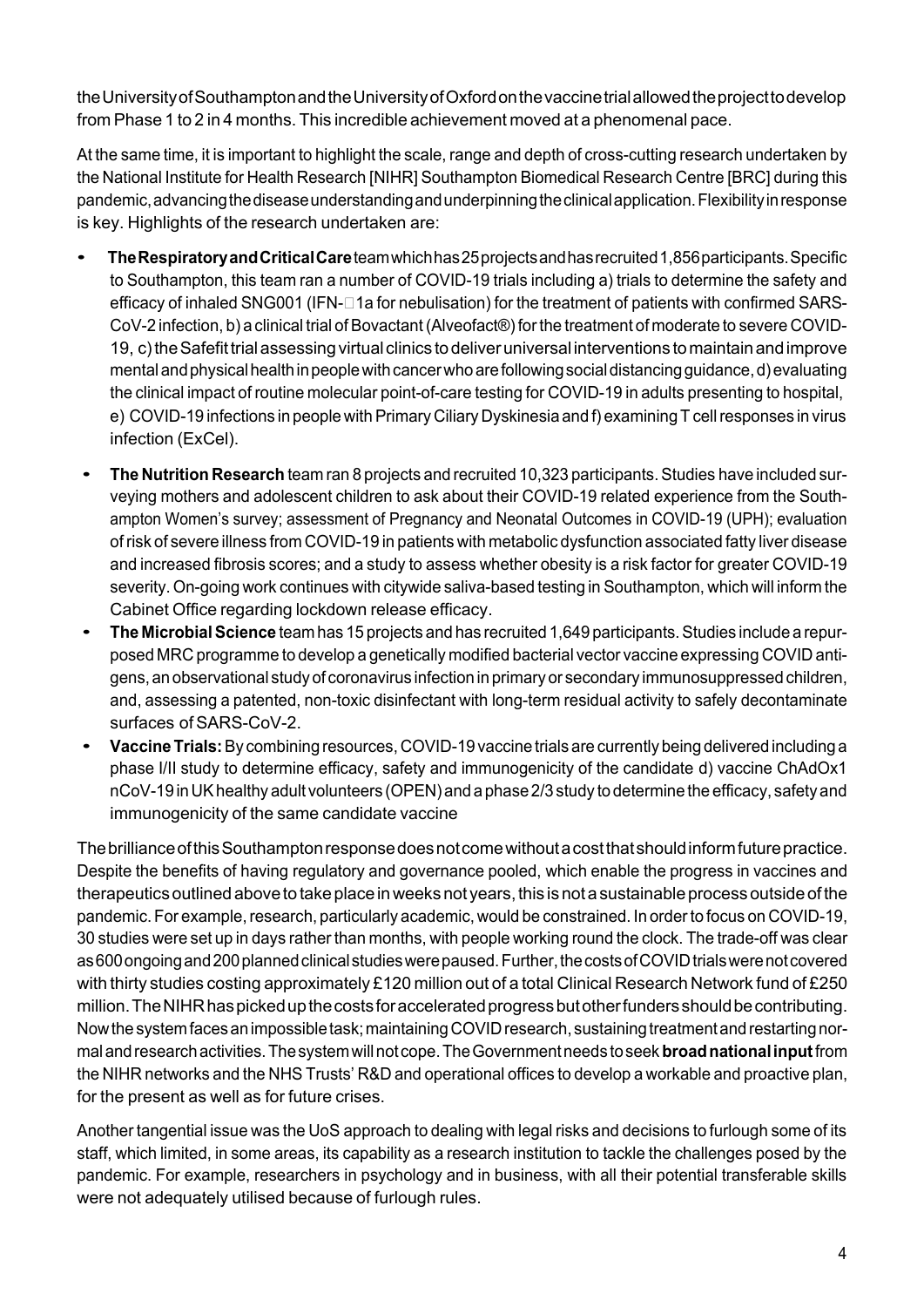the University of Southampton and the University of Oxford on the vaccine trial allowed the project to develop from Phase 1 to 2 in 4 months. This incredible achievement moved at a phenomenal pace.

At the same time, it is important to highlight the scale, range and depth of cross-cutting research undertaken by the National Institute for Health Research [NIHR] Southampton Biomedical Research Centre [BRC] during this pandemic, advancing the disease understanding and underpinning the clinical application. Flexibility in response is key. Highlights of the research undertaken are:

- **The Respiratory and Critical Care** team which has 25 projects and has recruited 1,856 participants. Specific to Southampton, this team ran a number of COVID-19 trials including a) trials to determine the safety and efficacy of inhaled SNG001 (IFN-β1a for nebulisation) for the treatment of patients with confirmed SARS-CoV-2 infection, b) a clinical trial of Bovactant (Alveofact®) for the treatment of moderate to severe COVID-19, c) the Safefit trial assessing virtual clinics to deliver universal interventions to maintain and improve mental and physical health in people with cancer who are following social distancing guidance, d) evaluating the clinical impact of routine molecular point-of-care testing for COVID-19 in adults presenting to hospital, e) COVID-19 infections in people with Primary Ciliary Dyskinesia and f) examining T cell responses in virus infection (ExCel).
- **The Nutrition Research** team ran 8 projects and recruited 10,323 participants. Studies have included surveying mothers and adolescent children to ask about their COVID-19 related experience from the Southampton Women's survey; assessment of Pregnancy and Neonatal Outcomes in COVID-19 (UPH); evaluation of risk of severe illness from COVID-19 in patients with metabolic dysfunction associated fatty liver disease and increased fibrosis scores; and a study to assess whether obesity is a risk factor for greater COVID-19 severity. On-going work continues with citywide saliva-based testing in Southampton, which will inform the Cabinet Office regarding lockdown release efficacy.
- **The Microbial Science** team has 15 projects and has recruited 1,649 participants. Studies include a repurposed MRC programme to develop a genetically modified bacterial vector vaccine expressing COVID antigens, an observational study of coronavirus infection in primary or secondary immunosuppressed children, and, assessing a patented, non-toxic disinfectant with long-term residual activity to safely decontaminate surfaces of SARS-CoV-2.
- **Vaccine Trials:** By combining resources, COVID-19 vaccine trials are currently being delivered including a phase I/II study to determine efficacy, safety and immunogenicity of the candidate d) vaccine ChAdOx1 nCoV-19 in UK healthy adult volunteers (OPEN) and a phase 2/3 study to determine the efficacy, safety and immunogenicity of the same candidate vaccine

The brilliance of this Southampton response does not come without a cost that should inform future practice. Despite the benefits of having regulatory and governance pooled, which enable the progress in vaccines and therapeutics outlined above to take place in weeks not years, this is not a sustainable process outside of the pandemic. For example, research, particularly academic, would be constrained. In order to focus on COVID-19, 30 studies were set up in days rather than months, with people working round the clock. The trade-off was clear as 600 ongoing and 200 planned clinical studies were paused. Further, the costs of COVID trials were not covered with thirty studies costing approximately £120 million out of a total Clinical Research Network fund of £250 million. The NIHR has picked up the costs for accelerated progress but other funders should be contributing. Now the system faces an impossible task; maintaining COVID research, sustaining treatment and restarting normal and research activities. The system will not cope. The Government needs to seek **broad national input** from the NIHR networks and the NHS Trusts' R&D and operational offices to develop a workable and proactive plan, for the present as well as for future crises.

Another tangential issue was the UoS approach to dealing with legal risks and decisions to furlough some of its staff, which limited, in some areas, its capability as a research institution to tackle the challenges posed by the pandemic. For example, researchers in psychology and in business, with all their potential transferable skills were not adequately utilised because of furlough rules.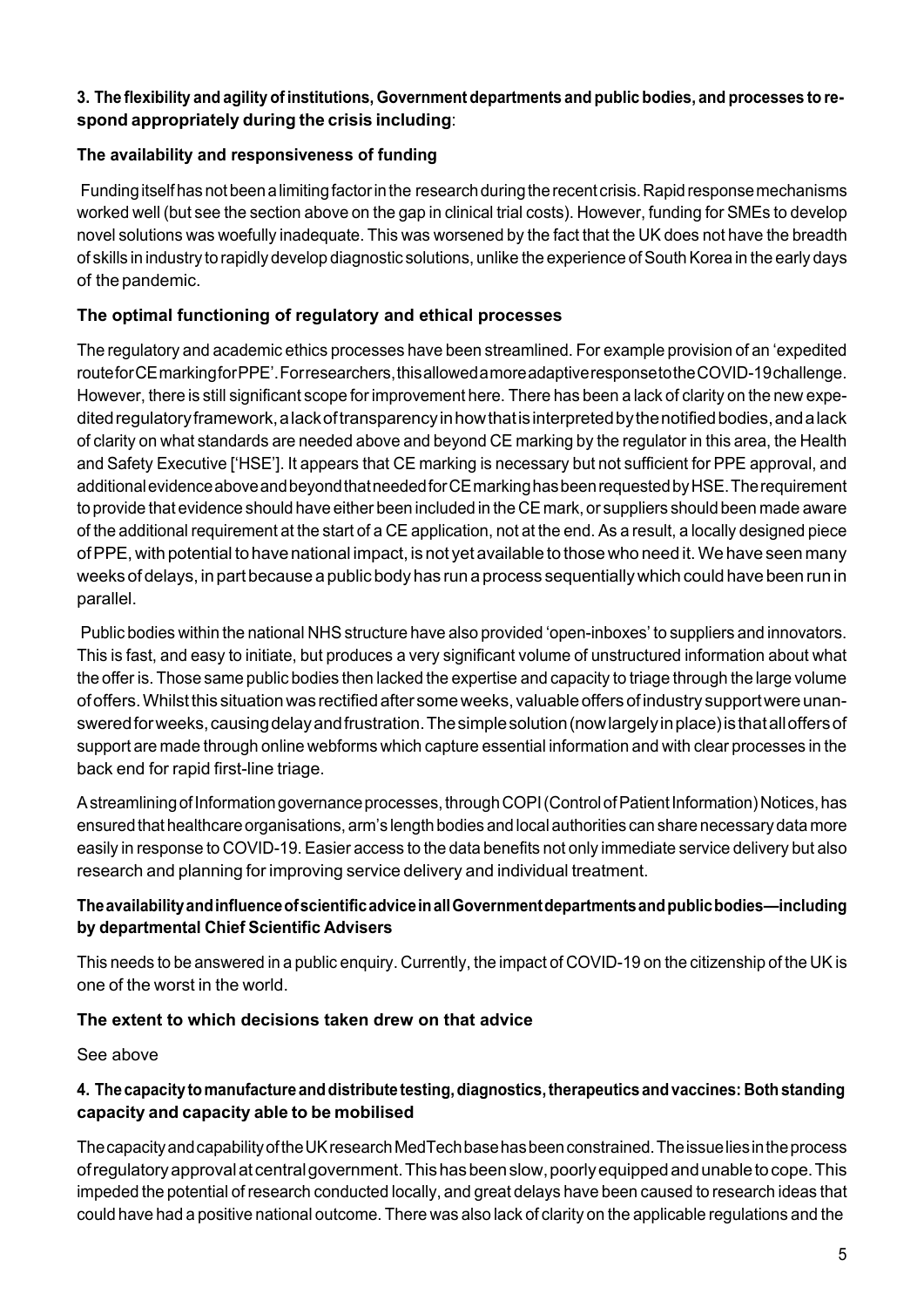### 3. The flexibility and agility of institutions, Government departments and public bodies, and processes to respond appropriately during the crisis including:

**The availability and responsiveness of funding**

Funding itself has not been a limiting factor in the research during the recent crisis. Rapid response mechanisms worked well (but see the section above on the gap in clinical trial costs). However, funding for SMEs to develop novel solutions was woefully inadequate. This was worsened by the fact that the UK does not have the breadth of skills in industry to rapidly develop diagnostic solutions, unlike the experience of South Korea in the early days of the pandemic.

**The optimal functioning of regulatory and ethical processes**

The regulatory and academic ethics processes have been streamlined. For example provision of an 'expedited route for CE marking for PPE'. For researchers, this allowed a more adaptive response to the COVID-19 challenge. However, there is still significant scope for improvement here. There has been a lack of clarity on the new expedited regulatory framework, a lack of transparency in how that is interpreted by the notified bodies, and a lack of clarity on what standards are needed above and beyond CE marking by the regulator in this area, the Health and Safety Executive ['HSE']. It appears that CE marking is necessary but not sufficient for PPE approval, and additional evidence above and beyond that needed for CE marking has been requested by HSE. The requirement to provide that evidence should have either been included in the CE mark, or suppliers should been made aware of the additional requirement at the start of a CE application, not at the end. As a result, a locally designed piece of PPE, with potential to have national impact, is not yet available to those who need it. We have seen many weeks of delays, in part because a public body has run a process sequentially which could have been run in parallel.

Public bodies within the national NHS structure have also provided 'open-inboxes' to suppliers and innovators. This is fast, and easy to initiate, but produces a very significant volume of unstructured information about what the offer is. Those same public bodies then lacked the expertise and capacity to triage through the large volume of offers. Whilst this situation was rectified after some weeks, valuable offers of industry support were unanswered for weeks, causing delay and frustration. The simple solution (now largely in place) is that all offers of support are made through online webforms which capture essential information and with clear processes in the back end for rapid first-line triage.

A streamlining of Information governance processes, through COPI (Control of Patient Information) Notices, has ensured that healthcare organisations, arm's length bodies and local authorities can share necessary data more easily in response to COVID-19. Easier access to the data benefits not only immediate service delivery but also research and planning for improving service delivery and individual treatment.

**The availability and influence of scientific advice in all Government departments and public bodies—including by departmental Chief Scientific Advisers**

This needs to be answered in a public enquiry. Currently, the impact of COVID-19 on the citizenship of the UK is one of the worst in the world.

**The extent to which decisions taken drew on that advice**

See above

### 4. The capacity to manufacture and distribute testing, diagnostics, therapeutics and vaccines: Both standing capacity and capacity able to be mobilised

The capacity and capability of the UK research MedTech base has been constrained. The issue lies in the process of regulatory approval at central government. This has been slow, poorly equipped and unable to cope. This impeded the potential of research conducted locally, and great delays have been caused to research ideas that could have had a positive national outcome. There was also lack of clarity on the applicable regulations and the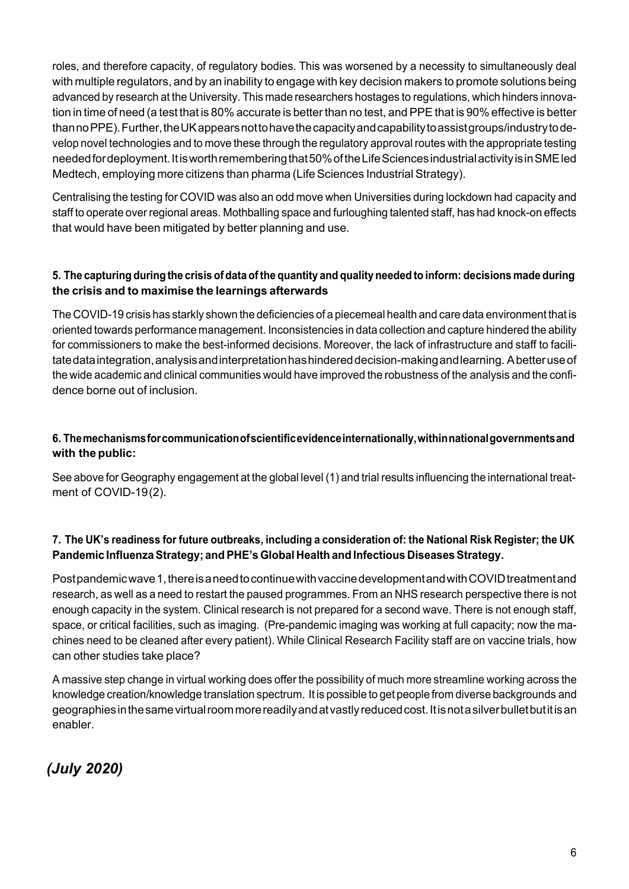roles, and therefore capacity, of regulatory bodies. This was worsened by a necessity to simultaneously deal with multiple regulators, and by an inability to engage with key decision makers to promote solutions being advanced by research at the University. This made researchers hostages to regulations, which hinders innovation in time of need (a test that is 80% accurate is better than no test, and PPE that is 90% effective is better than no PPE). Further, the UK appears not to have the capacity and capability to assist groups/industry to develop novel technologies and to move these through the regulatory approval routes with the appropriate testing needed for deployment. It is worth remembering that 50% of the Life Sciences industrial activity is in SME led Medtech, employing more citizens than pharma (Life Sciences Industrial Strategy).

Centralising the testing for COVID was also an odd move when Universities during lockdown had capacity and staff to operate over regional areas. Mothballing space and furloughing talented staff, has had knock-on effects that would have been mitigated by better planning and use.

**5. The capturing during the crisis of data of the quantity and quality needed to inform: decisions made during the crisis and to maximise the learnings afterwards**

The COVID-19 crisis has starkly shown the deficiencies of a piecemeal health and care data environment that is oriented towards performance management. Inconsistencies in data collection and capture hindered the ability for commissioners to make the best-informed decisions. Moreover, the lack of infrastructure and staff to facilitate data integration, analysis and interpretation has hindered decision-making and learning. A better use of the wide academic and clinical communities would have improved the robustness of the analysis and the confidence borne out of inclusion.

**6. The mechanisms for communication of scientific evidence internationally, within national governments and with the public:**

See above for Geography engagement at the global level (1) and trial results influencing the international treatment of COVID-19(2).

**7. The UK's readiness for future outbreaks, including a consideration of: the National Risk Register; the UK Pandemic Influenza Strategy; and PHE's Global Health and Infectious Diseases Strategy.**

Post pandemic wave 1, there is a need to continue with vaccine development and with COVID treatment and research, as well as a need to restart the paused programmes. From an NHS research perspective there is not enough capacity in the system. Clinical research is not prepared for a second wave. There is not enough staff, space, or critical facilities, such as imaging. (Pre-pandemic imaging was working at full capacity; now the machines need to be cleaned after every patient). While Clinical Research Facility staff are on vaccine trials, how can other studies take place?

A massive step change in virtual working does offer the possibility of much more streamline working across the knowledge creation/knowledge translation spectrum. It is possible to get people from diverse backgrounds and geographies in the same virtual room more readily and at vastly reduced cost. It is not a silver bullet but it is an enabler.

***(July 2020)***